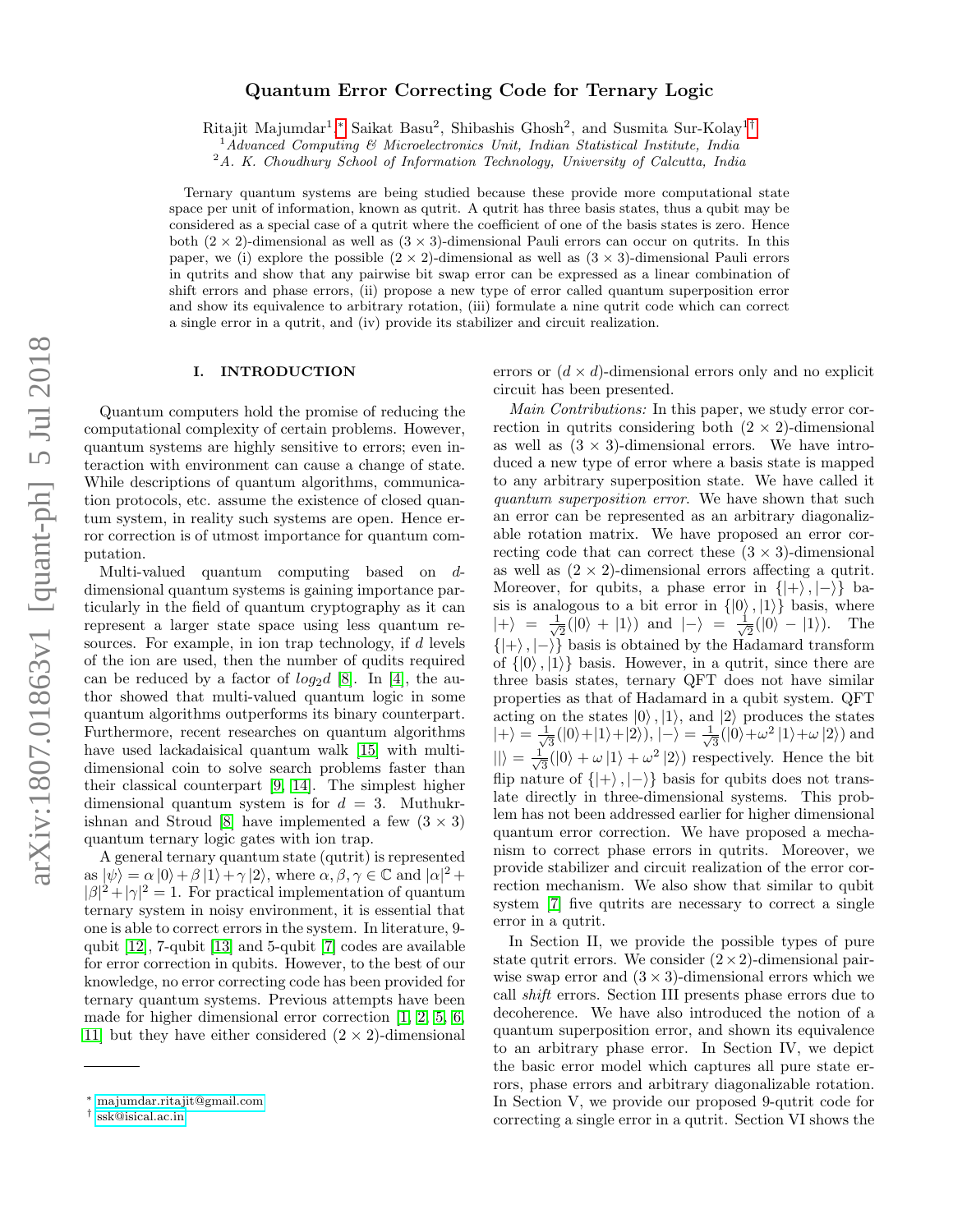# Quantum Error Correcting Code for Ternary Logic

Ritajit Majumdar[1,*] Saikat Basu[2], Shibashis Ghosh[2], and Susmita Sur-Kolay[1,†]

[1] *Advanced Computing & Microelectronics Unit, Indian Statistical Institute, India*

[2] *A. K. Choudhury School of Information Technology, University of Calcutta, India*

Ternary quantum systems are being studied because these provide more computational state space per unit of information, known as qutrit. A qutrit has three basis states, thus a qubit may be considered as a special case of a qutrit where the coefficient of one of the basis states is zero. Hence both $(2 \times 2)$-dimensional as well as $(3 \times 3)$-dimensional Pauli errors can occur on qutrits. In this paper, we (i) explore the possible $(2 \times 2)$-dimensional as well as $(3 \times 3)$-dimensional Pauli errors in qutrits and show that any pairwise bit swap error can be expressed as a linear combination of shift errors and phase errors, (ii) propose a new type of error called quantum superposition error and show its equivalence to arbitrary rotation, (iii) formulate a nine qutrit code which can correct a single error in a qutrit, and (iv) provide its stabilizer and circuit realization.

## I. INTRODUCTION

Quantum computers hold the promise of reducing the computational complexity of certain problems. However, quantum systems are highly sensitive to errors; even interaction with environment can cause a change of state. While descriptions of quantum algorithms, communication protocols, etc. assume the existence of closed quantum system, in reality such systems are open. Hence error correction is of utmost importance for quantum computation.

Multi-valued quantum computing based on $d$-dimensional quantum systems is gaining importance particularly in the field of quantum cryptography as it can represent a larger state space using less quantum resources. For example, in ion trap technology, if $d$ levels of the ion are used, then the number of qudits required can be reduced by a factor of $log_2 d$ [8]. In [4], the author showed that multi-valued quantum logic in some quantum algorithms outperforms its binary counterpart. Furthermore, recent researches on quantum algorithms have used lackadaisical quantum walk [15] with multi-dimensional coin to solve search problems faster than their classical counterpart [9, 14]. The simplest higher dimensional quantum system is for $d = 3$. Muthukrishnan and Stroud [8] have implemented a few $(3 \times 3)$ quantum ternary logic gates with ion trap.

A general ternary quantum state (qutrit) is represented as $|\psi\rangle = \alpha |0\rangle + \beta |1\rangle + \gamma |2\rangle$, where $\alpha, \beta, \gamma \in \mathbb{C}$ and $|\alpha|^2 + |\beta|^2 + |\gamma|^2 = 1$. For practical implementation of quantum ternary system in noisy environment, it is essential that one is able to correct errors in the system. In literature, 9-qubit [12], 7-qubit [13] and 5-qubit [7] codes are available for error correction in qubits. However, to the best of our knowledge, no error correcting code has been provided for ternary quantum systems. Previous attempts have been made for higher dimensional error correction [1, 2, 5, 6, 11] but they have either considered $(2 \times 2)$-dimensional errors or $(d \times d)$-dimensional errors only and no explicit circuit has been presented.

*Main Contributions:* In this paper, we study error correction in qutrits considering both $(2 \times 2)$-dimensional as well as $(3 \times 3)$-dimensional errors. We have introduced a new type of error where a basis state is mapped to any arbitrary superposition state. We have called it *quantum superposition error*. We have shown that such an error can be represented as an arbitrary diagonalizable rotation matrix. We have proposed an error correcting code that can correct these $(3 \times 3)$-dimensional as well as $(2 \times 2)$-dimensional errors affecting a qutrit. Moreover, for qubits, a phase error in $\{|+\rangle, |-\rangle\}$ basis is analogous to a bit error in $\{|0\rangle, |1\rangle\}$ basis, where $|+\rangle = \frac{1}{\sqrt{2}}(|0\rangle + |1\rangle)$ and $|-\rangle = \frac{1}{\sqrt{2}}(|0\rangle - |1\rangle)$. The $\{|+\rangle, |-\rangle\}$ basis is obtained by the Hadamard transform of $\{|0\rangle, |1\rangle\}$ basis. However, in a qutrit, since there are three basis states, ternary QFT does not have similar properties as that of Hadamard in a qubit system. QFT acting on the states $|0\rangle$, $|1\rangle$, and $|2\rangle$ produces the states $|+\rangle = \frac{1}{\sqrt{3}}(|0\rangle+|1\rangle+|2\rangle)$, $|-\rangle = \frac{1}{\sqrt{3}}(|0\rangle+\omega^2 |1\rangle+\omega |2\rangle)$ and $||\rangle = \frac{1}{\sqrt{3}}(|0\rangle + \omega |1\rangle + \omega^2 |2\rangle)$ respectively. Hence the bit flip nature of $\{|+\rangle, |-\rangle\}$ basis for qubits does not translate directly in three-dimensional systems. This problem has not been addressed earlier for higher dimensional quantum error correction. We have proposed a mechanism to correct phase errors in qutrits. Moreover, we provide stabilizer and circuit realization of the error correction mechanism. We also show that similar to qubit system [7] five qutrits are necessary to correct a single error in a qutrit.

In Section II, we provide the possible types of pure state qutrit errors. We consider $(2 \times 2)$-dimensional pairwise swap error and $(3 \times 3)$-dimensional errors which we call *shift* errors. Section III presents phase errors due to decoherence. We have also introduced the notion of a quantum superposition error, and shown its equivalence to an arbitrary phase error. In Section IV, we depict the basic error model which captures all pure state errors, phase errors and arbitrary diagonalizable rotation. In Section V, we provide our proposed 9-qutrit code for correcting a single error in a qutrit. Section VI shows the

---

* majumdar.ritajit@gmail.com

† ssk@isical.ac.in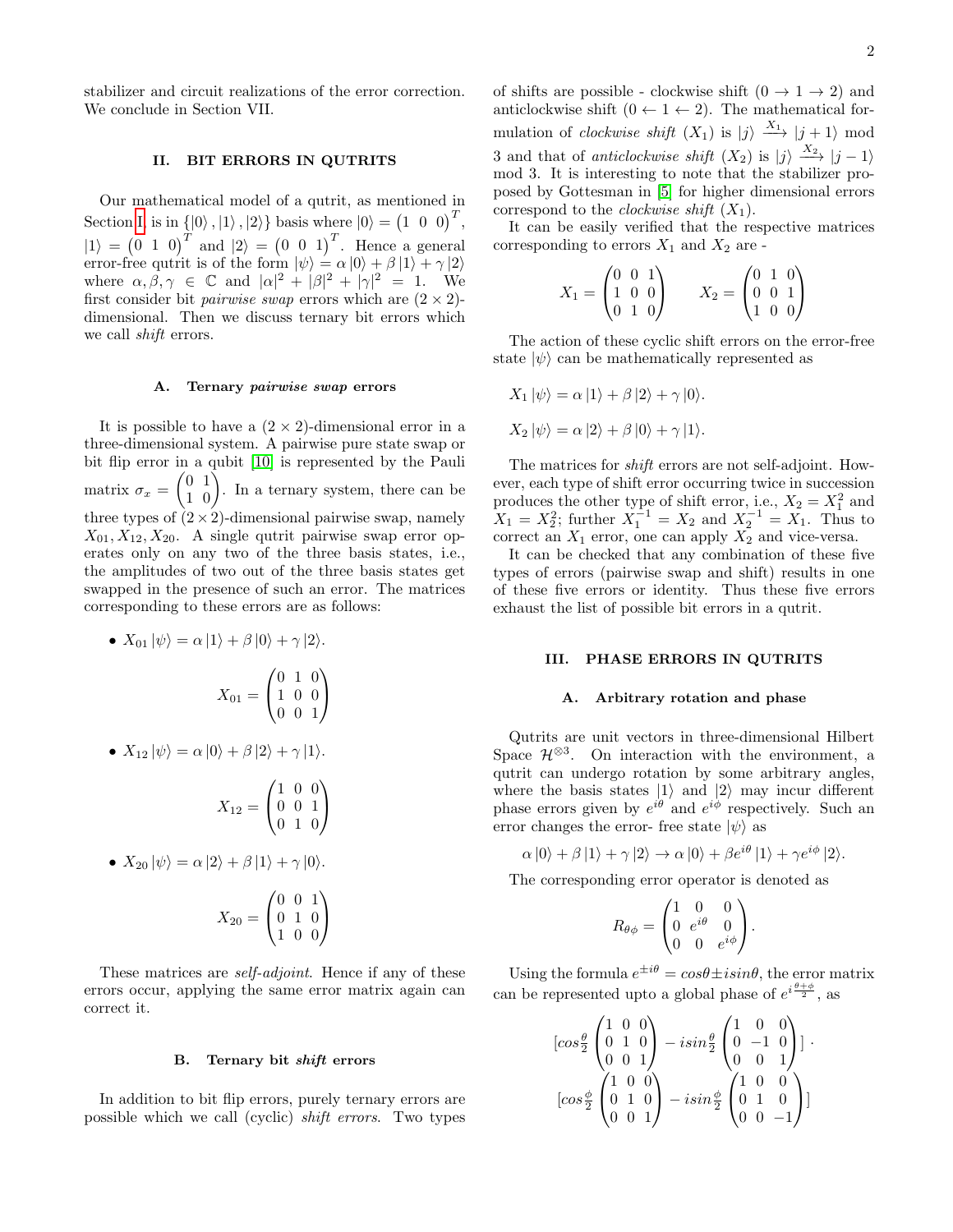stabilizer and circuit realizations of the error correction. We conclude in Section VII.

## II. BIT ERRORS IN QUTRITS

Our mathematical model of a qutrit, as mentioned in Section I is in $\{|0\rangle, |1\rangle, |2\rangle\}$ basis where $|0\rangle = \begin{pmatrix}1 & 0 & 0\end{pmatrix}^T$, $|1\rangle = \begin{pmatrix}0 & 1 & 0\end{pmatrix}^T$ and $|2\rangle = \begin{pmatrix}0 & 0 & 1\end{pmatrix}^T$. Hence a general error-free qutrit is of the form $|\psi\rangle = \alpha|0\rangle + \beta|1\rangle + \gamma|2\rangle$ where $\alpha, \beta, \gamma \in \mathbb{C}$ and $|\alpha|^2 + |\beta|^2 + |\gamma|^2 = 1$. We first consider bit *pairwise swap* errors which are $(2 \times 2)$-dimensional. Then we discuss ternary bit errors which we call *shift* errors.

### A. Ternary *pairwise swap* errors

It is possible to have a $(2 \times 2)$-dimensional error in a three-dimensional system. A pairwise pure state swap or bit flip error in a qubit [10] is represented by the Pauli matrix $\sigma_x = \begin{pmatrix}0 & 1 \\ 1 & 0\end{pmatrix}$. In a ternary system, there can be three types of $(2 \times 2)$-dimensional pairwise swap, namely $X_{01}, X_{12}, X_{20}$. A single qutrit pairwise swap error operates only on any two of the three basis states, i.e., the amplitudes of two out of the three basis states get swapped in the presence of such an error. The matrices corresponding to these errors are as follows:

- $X_{01}|\psi\rangle = \alpha|1\rangle + \beta|0\rangle + \gamma|2\rangle$.

$$X_{01} = \begin{pmatrix}0 & 1 & 0 \\ 1 & 0 & 0 \\ 0 & 0 & 1\end{pmatrix}$$

- $X_{12}|\psi\rangle = \alpha|0\rangle + \beta|2\rangle + \gamma|1\rangle$.

$$X_{12} = \begin{pmatrix}1 & 0 & 0 \\ 0 & 0 & 1 \\ 0 & 1 & 0\end{pmatrix}$$

- $X_{20}|\psi\rangle = \alpha|2\rangle + \beta|1\rangle + \gamma|0\rangle$.

$$X_{20} = \begin{pmatrix}0 & 0 & 1 \\ 0 & 1 & 0 \\ 1 & 0 & 0\end{pmatrix}$$

These matrices are *self-adjoint*. Hence if any of these errors occur, applying the same error matrix again can correct it.

### B. Ternary bit *shift* errors

In addition to bit flip errors, purely ternary errors are possible which we call (cyclic) *shift errors*. Two types of shifts are possible - clockwise shift $(0 \to 1 \to 2)$ and anticlockwise shift $(0 \leftarrow 1 \leftarrow 2)$. The mathematical formulation of *clockwise shift* $(X_1)$ is $|j\rangle \xrightarrow{X_1} |j+1\rangle \mod 3$ and that of *anticlockwise shift* $(X_2)$ is $|j\rangle \xrightarrow{X_2} |j-1\rangle \mod 3$. It is interesting to note that the stabilizer proposed by Gottesman in [5] for higher dimensional errors correspond to the *clockwise shift* $(X_1)$.

It can be easily verified that the respective matrices corresponding to errors $X_1$ and $X_2$ are -

$$X_1 = \begin{pmatrix}0 & 0 & 1 \\ 1 & 0 & 0 \\ 0 & 1 & 0\end{pmatrix} \qquad X_2 = \begin{pmatrix}0 & 1 & 0 \\ 0 & 0 & 1 \\ 1 & 0 & 0\end{pmatrix}$$

The action of these cyclic shift errors on the error-free state $|\psi\rangle$ can be mathematically represented as

$$X_1|\psi\rangle = \alpha|1\rangle + \beta|2\rangle + \gamma|0\rangle.$$

$$X_2|\psi\rangle = \alpha|2\rangle + \beta|0\rangle + \gamma|1\rangle.$$

The matrices for *shift* errors are not self-adjoint. However, each type of shift error occurring twice in succession produces the other type of shift error, i.e., $X_2 = X_1^2$ and $X_1 = X_2^2$; further $X_1^{-1} = X_2$ and $X_2^{-1} = X_1$. Thus to correct an $X_1$ error, one can apply $X_2$ and vice-versa.

It can be checked that any combination of these five types of errors (pairwise swap and shift) results in one of these five errors or identity. Thus these five errors exhaust the list of possible bit errors in a qutrit.

## III. PHASE ERRORS IN QUTRITS

### A. Arbitrary rotation and phase

Qutrits are unit vectors in three-dimensional Hilbert Space $\mathcal{H}^{\otimes 3}$. On interaction with the environment, a qutrit can undergo rotation by some arbitrary angles, where the basis states $|1\rangle$ and $|2\rangle$ may incur different phase errors given by $e^{i\theta}$ and $e^{i\phi}$ respectively. Such an error changes the error- free state $|\psi\rangle$ as

$$\alpha|0\rangle + \beta|1\rangle + \gamma|2\rangle \to \alpha|0\rangle + \beta e^{i\theta}|1\rangle + \gamma e^{i\phi}|2\rangle.$$

The corresponding error operator is denoted as

$$R_{\theta\phi} = \begin{pmatrix}1 & 0 & 0 \\ 0 & e^{i\theta} & 0 \\ 0 & 0 & e^{i\phi}\end{pmatrix}.$$

Using the formula $e^{\pm i\theta} = cos\theta \pm isin\theta$, the error matrix can be represented upto a global phase of $e^{i\frac{\theta+\phi}{2}}$, as

$$[cos\tfrac{\theta}{2}\begin{pmatrix}1 & 0 & 0 \\ 0 & 1 & 0 \\ 0 & 0 & 1\end{pmatrix} - isin\tfrac{\theta}{2}\begin{pmatrix}1 & 0 & 0 \\ 0 & -1 & 0 \\ 0 & 0 & 1\end{pmatrix}] \cdot$$

$$[cos\tfrac{\phi}{2}\begin{pmatrix}1 & 0 & 0 \\ 0 & 1 & 0 \\ 0 & 0 & 1\end{pmatrix} - isin\tfrac{\phi}{2}\begin{pmatrix}1 & 0 & 0 \\ 0 & 1 & 0 \\ 0 & 0 & -1\end{pmatrix}]$$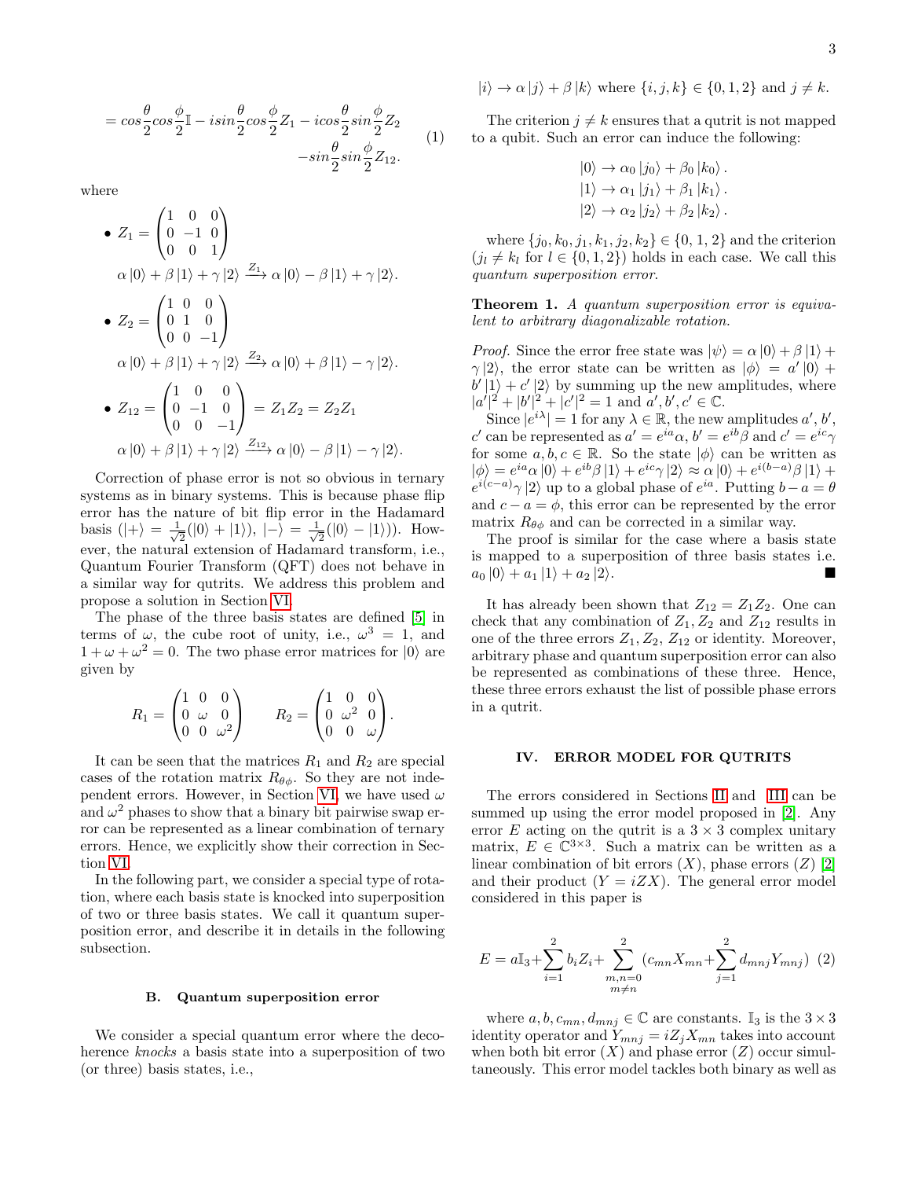$$= cos\frac{\theta}{2}cos\frac{\phi}{2}\mathbb{I} - isin\frac{\theta}{2}cos\frac{\phi}{2}Z_1 - icos\frac{\theta}{2}sin\frac{\phi}{2}Z_2 - sin\frac{\theta}{2}sin\frac{\phi}{2}Z_{12}. \quad (1)$$

where

- $Z_1 = \begin{pmatrix} 1 & 0 & 0 \\ 0 & -1 & 0 \\ 0 & 0 & 1 \end{pmatrix}$
  $\alpha|0\rangle + \beta|1\rangle + \gamma|2\rangle \xrightarrow{Z_1} \alpha|0\rangle - \beta|1\rangle + \gamma|2\rangle.$
- $Z_2 = \begin{pmatrix} 1 & 0 & 0 \\ 0 & 1 & 0 \\ 0 & 0 & -1 \end{pmatrix}$
  $\alpha|0\rangle + \beta|1\rangle + \gamma|2\rangle \xrightarrow{Z_2} \alpha|0\rangle + \beta|1\rangle - \gamma|2\rangle.$
- $Z_{12} = \begin{pmatrix} 1 & 0 & 0 \\ 0 & -1 & 0 \\ 0 & 0 & -1 \end{pmatrix} = Z_1Z_2 = Z_2Z_1$
  $\alpha|0\rangle + \beta|1\rangle + \gamma|2\rangle \xrightarrow{Z_{12}} \alpha|0\rangle - \beta|1\rangle - \gamma|2\rangle.$

Correction of phase error is not so obvious in ternary systems as in binary systems. This is because phase flip error has the nature of bit flip error in the Hadamard basis ($|+\rangle = \frac{1}{\sqrt{2}}(|0\rangle + |1\rangle)$, $|-\rangle = \frac{1}{\sqrt{2}}(|0\rangle - |1\rangle)$). However, the natural extension of Hadamard transform, i.e., Quantum Fourier Transform (QFT) does not behave in a similar way for qutrits. We address this problem and propose a solution in Section VI.

The phase of the three basis states are defined [5] in terms of $\omega$, the cube root of unity, i.e., $\omega^3 = 1$, and $1 + \omega + \omega^2 = 0$. The two phase error matrices for $|0\rangle$ are given by

$$R_1 = \begin{pmatrix} 1 & 0 & 0 \\ 0 & \omega & 0 \\ 0 & 0 & \omega^2 \end{pmatrix} \qquad R_2 = \begin{pmatrix} 1 & 0 & 0 \\ 0 & \omega^2 & 0 \\ 0 & 0 & \omega \end{pmatrix}.$$

It can be seen that the matrices $R_1$ and $R_2$ are special cases of the rotation matrix $R_{\theta\phi}$. So they are not independent errors. However, in Section VI, we have used $\omega$ and $\omega^2$ phases to show that a binary bit pairwise swap error can be represented as a linear combination of ternary errors. Hence, we explicitly show their correction in Section VI.

In the following part, we consider a special type of rotation, where each basis state is knocked into superposition of two or three basis states. We call it quantum superposition error, and describe it in details in the following subsection.

### B. Quantum superposition error

We consider a special quantum error where the decoherence *knocks* a basis state into a superposition of two (or three) basis states, i.e.,

$$|i\rangle \rightarrow \alpha|j\rangle + \beta|k\rangle \text{ where } \{i, j, k\} \in \{0, 1, 2\} \text{ and } j \neq k.$$

The criterion $j \neq k$ ensures that a qutrit is not mapped to a qubit. Such an error can induce the following:

$$|0\rangle \rightarrow \alpha_0|j_0\rangle + \beta_0|k_0\rangle.$$
$$|1\rangle \rightarrow \alpha_1|j_1\rangle + \beta_1|k_1\rangle.$$
$$|2\rangle \rightarrow \alpha_2|j_2\rangle + \beta_2|k_2\rangle.$$

where $\{j_0, k_0, j_1, k_1, j_2, k_2\} \in \{0, 1, 2\}$ and the criterion ($j_l \neq k_l$ for $l \in \{0, 1, 2\}$) holds in each case. We call this *quantum superposition error.*

**Theorem 1.** *A quantum superposition error is equivalent to arbitrary diagonalizable rotation.*

*Proof.* Since the error free state was $|\psi\rangle = \alpha|0\rangle + \beta|1\rangle + \gamma|2\rangle$, the error state can be written as $|\phi\rangle = a'|0\rangle + b'|1\rangle + c'|2\rangle$ by summing up the new amplitudes, where $|a'|^2 + |b'|^2 + |c'|^2 = 1$ and $a', b', c' \in \mathbb{C}$.

Since $|e^{i\lambda}| = 1$ for any $\lambda \in \mathbb{R}$, the new amplitudes $a'$, $b'$, $c'$ can be represented as $a' = e^{ia}\alpha$, $b' = e^{ib}\beta$ and $c' = e^{ic}\gamma$ for some $a, b, c \in \mathbb{R}$. So the state $|\phi\rangle$ can be written as $|\phi\rangle = e^{ia}\alpha|0\rangle + e^{ib}\beta|1\rangle + e^{ic}\gamma|2\rangle \approx \alpha|0\rangle + e^{i(b-a)}\beta|1\rangle + e^{i(c-a)}\gamma|2\rangle$ up to a global phase of $e^{ia}$. Putting $b - a = \theta$ and $c - a = \phi$, this error can be represented by the error matrix $R_{\theta\phi}$ and can be corrected in a similar way.

The proof is similar for the case where a basis state is mapped to a superposition of three basis states i.e. $a_0|0\rangle + a_1|1\rangle + a_2|2\rangle$. ∎

It has already been shown that $Z_{12} = Z_1Z_2$. One can check that any combination of $Z_1$, $Z_2$ and $Z_{12}$ results in one of the three errors $Z_1$, $Z_2$, $Z_{12}$ or identity. Moreover, arbitrary phase and quantum superposition error can also be represented as combinations of these three. Hence, these three errors exhaust the list of possible phase errors in a qutrit.

## IV. ERROR MODEL FOR QUTRITS

The errors considered in Sections II and III can be summed up using the error model proposed in [2]. Any error $E$ acting on the qutrit is a $3 \times 3$ complex unitary matrix, $E \in \mathbb{C}^{3\times3}$. Such a matrix can be written as a linear combination of bit errors ($X$), phase errors ($Z$) [2] and their product ($Y = iZX$). The general error model considered in this paper is

$$E = a\mathbb{I}_3 + \sum_{i=1}^{2} b_i Z_i + \sum_{\substack{m,n=0 \\ m \neq n}}^{2} (c_{mn}X_{mn} + \sum_{j=1}^{2} d_{mnj}Y_{mnj}) \quad (2)$$

where $a, b, c_{mn}, d_{mnj} \in \mathbb{C}$ are constants. $\mathbb{I}_3$ is the $3 \times 3$ identity operator and $Y_{mnj} = iZ_jX_{mn}$ takes into account when both bit error ($X$) and phase error ($Z$) occur simultaneously. This error model tackles both binary as well as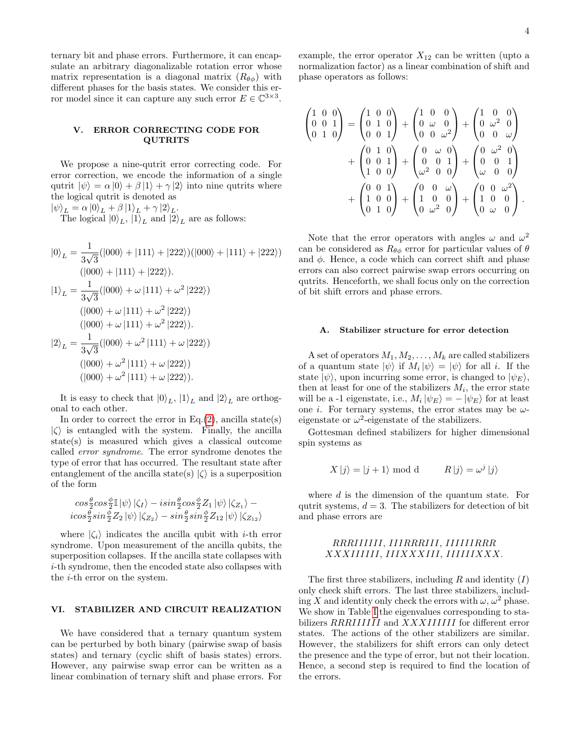ternary bit and phase errors. Furthermore, it can encapsulate an arbitrary diagonalizable rotation error whose matrix representation is a diagonal matrix ($R_{\theta\phi}$) with different phases for the basis states. We consider this error model since it can capture any such error $E \in \mathbb{C}^{3\times 3}$.

## V. ERROR CORRECTING CODE FOR QUTRITS

We propose a nine-qutrit error correcting code. For error correction, we encode the information of a single qutrit $|\psi\rangle = \alpha|0\rangle + \beta|1\rangle + \gamma|2\rangle$ into nine qutrits where the logical qutrit is denoted as $|\psi\rangle_L = \alpha|0\rangle_L + \beta|1\rangle_L + \gamma|2\rangle_L$.

The logical $|0\rangle_L$, $|1\rangle_L$ and $|2\rangle_L$ are as follows:

$$
\begin{aligned}
|0\rangle_L = &\frac{1}{3\sqrt{3}}(|000\rangle + |111\rangle + |222\rangle)(|000\rangle + |111\rangle + |222\rangle) \\
&(|000\rangle + |111\rangle + |222\rangle). \\
|1\rangle_L = &\frac{1}{3\sqrt{3}}(|000\rangle + \omega|111\rangle + \omega^2|222\rangle) \\
&(|000\rangle + \omega|111\rangle + \omega^2|222\rangle) \\
&(|000\rangle + \omega|111\rangle + \omega^2|222\rangle). \\
|2\rangle_L = &\frac{1}{3\sqrt{3}}(|000\rangle + \omega^2|111\rangle + \omega|222\rangle) \\
&(|000\rangle + \omega^2|111\rangle + \omega|222\rangle) \\
&(|000\rangle + \omega^2|111\rangle + \omega|222\rangle).
\end{aligned}
$$

It is easy to check that $|0\rangle_L$, $|1\rangle_L$ and $|2\rangle_L$ are orthogonal to each other.

In order to correct the error in Eq.(2), ancilla state(s) $|\zeta\rangle$ is entangled with the system. Finally, the ancilla state(s) is measured which gives a classical outcome called *error syndrome*. The error syndrome denotes the type of error that has occurred. The resultant state after entanglement of the ancilla state(s) $|\zeta\rangle$ is a superposition of the form

$$
cos\tfrac{\theta}{2}cos\tfrac{\phi}{2}\mathbb{I}|\psi\rangle|\zeta_I\rangle - isin\tfrac{\theta}{2}cos\tfrac{\phi}{2}Z_1|\psi\rangle|\zeta_{Z_1}\rangle - icos\tfrac{\theta}{2}sin\tfrac{\phi}{2}Z_2|\psi\rangle|\zeta_{Z_2}\rangle - sin\tfrac{\theta}{2}sin\tfrac{\phi}{2}Z_{12}|\psi\rangle|\zeta_{Z_{12}}\rangle
$$

where $|\zeta_i\rangle$ indicates the ancilla qubit with $i$-th error syndrome. Upon measurement of the ancilla qubits, the superposition collapses. If the ancilla state collapses with $i$-th syndrome, then the encoded state also collapses with the $i$-th error on the system.

## VI. STABILIZER AND CIRCUIT REALIZATION

We have considered that a ternary quantum system can be perturbed by both binary (pairwise swap of basis states) and ternary (cyclic shift of basis states) errors. However, any pairwise swap error can be written as a linear combination of ternary shift and phase errors. For example, the error operator $X_{12}$ can be written (upto a normalization factor) as a linear combination of shift and phase operators as follows:

$$
\begin{aligned}
\begin{pmatrix}1&0&0\\0&0&1\\0&1&0\end{pmatrix} = &\begin{pmatrix}1&0&0\\0&1&0\\0&0&1\end{pmatrix} + \begin{pmatrix}1&0&0\\0&\omega&0\\0&0&\omega^2\end{pmatrix} + \begin{pmatrix}1&0&0\\0&\omega^2&0\\0&0&\omega\end{pmatrix} \\
&+ \begin{pmatrix}0&1&0\\0&0&1\\1&0&0\end{pmatrix} + \begin{pmatrix}0&\omega&0\\0&0&1\\\omega^2&0&0\end{pmatrix} + \begin{pmatrix}0&\omega^2&0\\0&0&1\\\omega&0&0\end{pmatrix} \\
&+ \begin{pmatrix}0&0&1\\1&0&0\\0&1&0\end{pmatrix} + \begin{pmatrix}0&0&\omega\\1&0&0\\0&\omega^2&0\end{pmatrix} + \begin{pmatrix}0&0&\omega^2\\1&0&0\\0&\omega&0\end{pmatrix}.
\end{aligned}
$$

Note that the error operators with angles $\omega$ and $\omega^2$ can be considered as $R_{\theta\phi}$ error for particular values of $\theta$ and $\phi$. Hence, a code which can correct shift and phase errors can also correct pairwise swap errors occurring on qutrits. Henceforth, we shall focus only on the correction of bit shift errors and phase errors.

### A. Stabilizer structure for error detection

A set of operators $M_1, M_2, \ldots, M_k$ are called stabilizers of a quantum state $|\psi\rangle$ if $M_i|\psi\rangle = |\psi\rangle$ for all $i$. If the state $|\psi\rangle$, upon incurring some error, is changed to $|\psi_E\rangle$, then at least for one of the stabilizers $M_i$, the error state will be a -1 eigenstate, i.e., $M_i|\psi_E\rangle = -|\psi_E\rangle$ for at least one $i$. For ternary systems, the error states may be $\omega$-eigenstate or $\omega^2$-eigenstate of the stabilizers.

Gottesman defined stabilizers for higher dimensional spin systems as

$$
X|j\rangle = |j+1\rangle \text{ mod d} \qquad R|j\rangle = \omega^j|j\rangle
$$

where $d$ is the dimension of the quantum state. For qutrit systems, $d = 3$. The stabilizers for detection of bit and phase errors are

$$
RRRIIIIII,\ IIIRRRIII,\ IIIIIIRRR \\
XXXIIIIII,\ IIIXXXIII,\ IIIIIIXXX.
$$

The first three stabilizers, including $R$ and identity ($I$) only check shift errors. The last three stabilizers, including $X$ and identity only check the errors with $\omega$, $\omega^2$ phase. We show in Table I the eigenvalues corresponding to stabilizers $RRRIIIIII$ and $XXXIIIIII$ for different error states. The actions of the other stabilizers are similar. However, the stabilizers for shift errors can only detect the presence and the type of error, but not their location. Hence, a second step is required to find the location of the errors.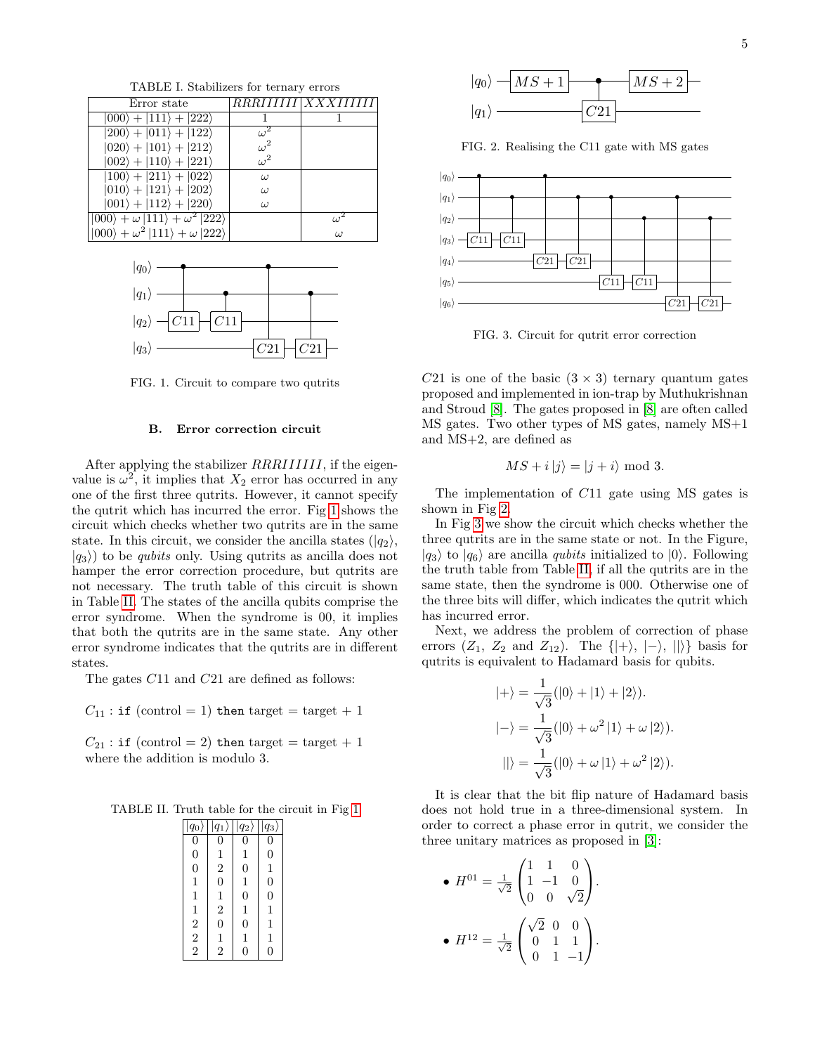TABLE I. Stabilizers for ternary errors

| Error state | $RRRIIIIII$ | $XXXIIIIII$ |
|---|---|---|
| $\|000\rangle + \|111\rangle + \|222\rangle$ | 1 | 1 |
| $\|200\rangle + \|011\rangle + \|122\rangle$ | $\omega^2$ | |
| $\|020\rangle + \|101\rangle + \|212\rangle$ | $\omega^2$ | |
| $\|002\rangle + \|110\rangle + \|221\rangle$ | $\omega^2$ | |
| $\|100\rangle + \|211\rangle + \|022\rangle$ | $\omega$ | |
| $\|010\rangle + \|121\rangle + \|202\rangle$ | $\omega$ | |
| $\|001\rangle + \|112\rangle + \|220\rangle$ | $\omega$ | |
| $\|000\rangle + \omega\|111\rangle + \omega^2\|222\rangle$ | | $\omega^2$ |
| $\|000\rangle + \omega^2\|111\rangle + \omega\|222\rangle$ | | $\omega$ |

FIG. 1. Circuit to compare two qutrits

### B. Error correction circuit

After applying the stabilizer $RRRIIIIII$, if the eigenvalue is $\omega^2$, it implies that $X_2$ error has occurred in any one of the first three qutrits. However, it cannot specify the qutrit which has incurred the error. Fig 1 shows the circuit which checks whether two qutrits are in the same state. In this circuit, we consider the ancilla states ($|q_2\rangle$, $|q_3\rangle$) to be *qubits* only. Using qutrits as ancilla does not hamper the error correction procedure, but qutrits are not necessary. The truth table of this circuit is shown in Table II. The states of the ancilla qubits comprise the error syndrome. When the syndrome is 00, it implies that both the qutrits are in the same state. Any other error syndrome indicates that the qutrits are in different states.

The gates $C11$ and $C21$ are defined as follows:

$C_{11}$ : `if` (control = 1) `then` target = target + 1

$C_{21}$ : `if` (control = 2) `then` target = target + 1
where the addition is modulo 3.

TABLE II. Truth table for the circuit in Fig 1

| $\|q_0\rangle$ | $\|q_1\rangle$ | $\|q_2\rangle$ | $\|q_3\rangle$ |
|---|---|---|---|
| 0 | 0 | 0 | 0 |
| 0 | 1 | 1 | 0 |
| 0 | 2 | 0 | 1 |
| 1 | 0 | 1 | 0 |
| 1 | 1 | 0 | 0 |
| 1 | 2 | 1 | 1 |
| 2 | 0 | 0 | 1 |
| 2 | 1 | 1 | 1 |
| 2 | 2 | 0 | 0 |

FIG. 2. Realising the C11 gate with MS gates

FIG. 3. Circuit for qutrit error correction

$C21$ is one of the basic $(3 \times 3)$ ternary quantum gates proposed and implemented in ion-trap by Muthukrishnan and Stroud [8]. The gates proposed in [8] are often called MS gates. Two other types of MS gates, namely MS+1 and MS+2, are defined as

$$MS + i\,|j\rangle = |j + i\rangle \bmod 3.$$

The implementation of $C11$ gate using MS gates is shown in Fig 2.

In Fig 3 we show the circuit which checks whether the three qutrits are in the same state or not. In the Figure, $|q_3\rangle$ to $|q_6\rangle$ are ancilla *qubits* initialized to $|0\rangle$. Following the truth table from Table II, if all the qutrits are in the same state, then the syndrome is 000. Otherwise one of the three bits will differ, which indicates the qutrit which has incurred error.

Next, we address the problem of correction of phase errors ($Z_1$, $Z_2$ and $Z_{12}$). The $\{|+\rangle, |-\rangle, ||\rangle\}$ basis for qutrits is equivalent to Hadamard basis for qubits.

$$|+\rangle = \frac{1}{\sqrt{3}}(|0\rangle + |1\rangle + |2\rangle).$$

$$|-\rangle = \frac{1}{\sqrt{3}}(|0\rangle + \omega^2|1\rangle + \omega|2\rangle).$$

$$||\rangle = \frac{1}{\sqrt{3}}(|0\rangle + \omega|1\rangle + \omega^2|2\rangle).$$

It is clear that the bit flip nature of Hadamard basis does not hold true in a three-dimensional system. In order to correct a phase error in qutrit, we consider the three unitary matrices as proposed in [3]:

- $H^{01} = \frac{1}{\sqrt{2}}\begin{pmatrix} 1 & 1 & 0 \\ 1 & -1 & 0 \\ 0 & 0 & \sqrt{2} \end{pmatrix}$.

- $H^{12} = \frac{1}{\sqrt{2}}\begin{pmatrix} \sqrt{2} & 0 & 0 \\ 0 & 1 & 1 \\ 0 & 1 & -1 \end{pmatrix}$.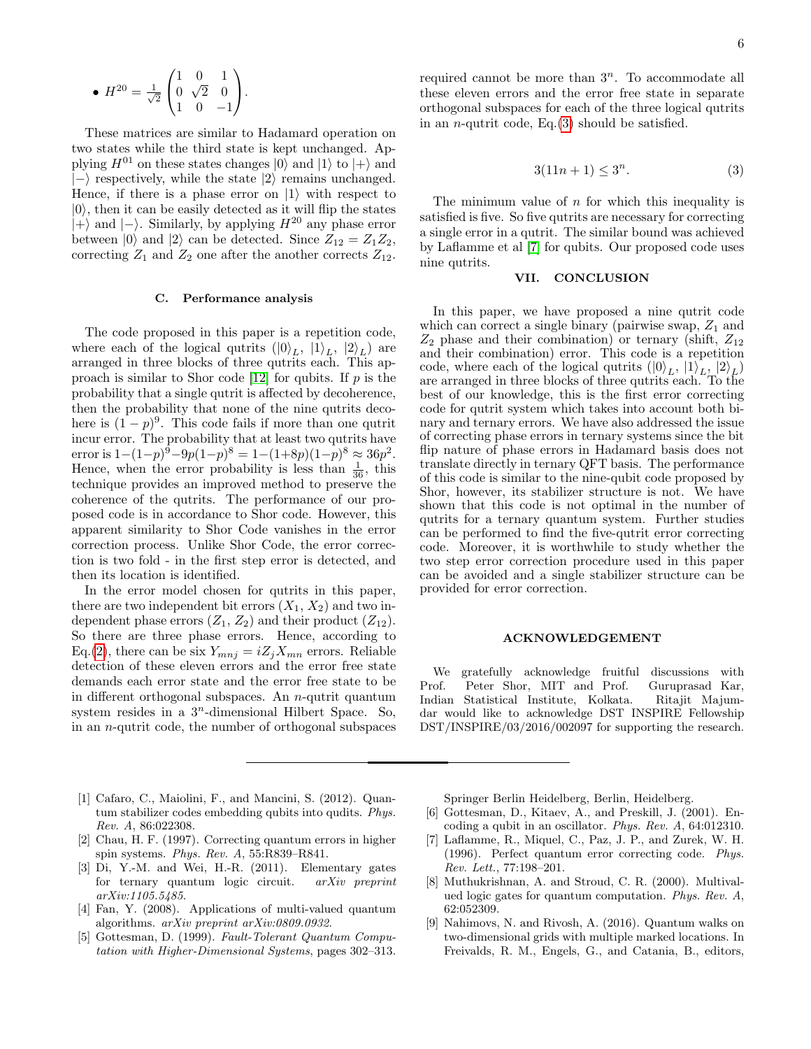- $H^{20} = \frac{1}{\sqrt{2}} \begin{pmatrix} 1 & 0 & 1 \\ 0 & \sqrt{2} & 0 \\ 1 & 0 & -1 \end{pmatrix}$.

These matrices are similar to Hadamard operation on two states while the third state is kept unchanged. Applying $H^{01}$ on these states changes $|0\rangle$ and $|1\rangle$ to $|+\rangle$ and $|-\rangle$ respectively, while the state $|2\rangle$ remains unchanged. Hence, if there is a phase error on $|1\rangle$ with respect to $|0\rangle$, then it can be easily detected as it will flip the states $|+\rangle$ and $|-\rangle$. Similarly, by applying $H^{20}$ any phase error between $|0\rangle$ and $|2\rangle$ can be detected. Since $Z_{12} = Z_1 Z_2$, correcting $Z_1$ and $Z_2$ one after the another corrects $Z_{12}$.

### C. Performance analysis

The code proposed in this paper is a repetition code, where each of the logical qutrits ($|0\rangle_L$, $|1\rangle_L$, $|2\rangle_L$) are arranged in three blocks of three qutrits each. This approach is similar to Shor code [12] for qubits. If $p$ is the probability that a single qutrit is affected by decoherence, then the probability that none of the nine qutrits decohere is $(1-p)^9$. This code fails if more than one qutrit incur error. The probability that at least two qutrits have error is $1-(1-p)^9-9p(1-p)^8 = 1-(1+8p)(1-p)^8 \approx 36p^2$. Hence, when the error probability is less than $\frac{1}{36}$, this technique provides an improved method to preserve the coherence of the qutrits. The performance of our proposed code is in accordance to Shor code. However, this apparent similarity to Shor Code vanishes in the error correction process. Unlike Shor Code, the error correction is two fold - in the first step error is detected, and then its location is identified.

In the error model chosen for qutrits in this paper, there are two independent bit errors ($X_1$, $X_2$) and two independent phase errors ($Z_1$, $Z_2$) and their product ($Z_{12}$). So there are three phase errors. Hence, according to Eq.(2), there can be six $Y_{mnj} = iZ_j X_{mn}$ errors. Reliable detection of these eleven errors and the error free state demands each error state and the error free state to be in different orthogonal subspaces. An $n$-qutrit quantum system resides in a $3^n$-dimensional Hilbert Space. So, in an $n$-qutrit code, the number of orthogonal subspaces required cannot be more than $3^n$. To accommodate all these eleven errors and the error free state in separate orthogonal subspaces for each of the three logical qutrits in an $n$-qutrit code, Eq.(3) should be satisfied.

$$3(11n+1) \leq 3^n. \tag{3}$$

The minimum value of $n$ for which this inequality is satisfied is five. So five qutrits are necessary for correcting a single error in a qutrit. The similar bound was achieved by Laflamme et al [7] for qubits. Our proposed code uses nine qutrits.

## VII. CONCLUSION

In this paper, we have proposed a nine qutrit code which can correct a single binary (pairwise swap, $Z_1$ and $Z_2$ phase and their combination) or ternary (shift, $Z_{12}$ and their combination) error. This code is a repetition code, where each of the logical qutrits ($|0\rangle_L$, $|1\rangle_L$, $|2\rangle_L$) are arranged in three blocks of three qutrits each. To the best of our knowledge, this is the first error correcting code for qutrit system which takes into account both binary and ternary errors. We have also addressed the issue of correcting phase errors in ternary systems since the bit flip nature of phase errors in Hadamard basis does not translate directly in ternary QFT basis. The performance of this code is similar to the nine-qubit code proposed by Shor, however, its stabilizer structure is not. We have shown that this code is not optimal in the number of qutrits for a ternary quantum system. Further studies can be performed to find the five-qutrit error correcting code. Moreover, it is worthwhile to study whether the two step error correction procedure used in this paper can be avoided and a single stabilizer structure can be provided for error correction.

## ACKNOWLEDGEMENT

We gratefully acknowledge fruitful discussions with Prof. Peter Shor, MIT and Prof. Guruprasad Kar, Indian Statistical Institute, Kolkata. Ritajit Majumdar would like to acknowledge DST INSPIRE Fellowship DST/INSPIRE/03/2016/002097 for supporting the research.

---

[1] Cafaro, C., Maiolini, F., and Mancini, S. (2012). Quantum stabilizer codes embedding qubits into qudits. *Phys. Rev. A*, 86:022308.

[2] Chau, H. F. (1997). Correcting quantum errors in higher spin systems. *Phys. Rev. A*, 55:R839–R841.

[3] Di, Y.-M. and Wei, H.-R. (2011). Elementary gates for ternary quantum logic circuit. *arXiv preprint arXiv:1105.5485*.

[4] Fan, Y. (2008). Applications of multi-valued quantum algorithms. *arXiv preprint arXiv:0809.0932*.

[5] Gottesman, D. (1999). *Fault-Tolerant Quantum Computation with Higher-Dimensional Systems*, pages 302–313. Springer Berlin Heidelberg, Berlin, Heidelberg.

[6] Gottesman, D., Kitaev, A., and Preskill, J. (2001). Encoding a qubit in an oscillator. *Phys. Rev. A*, 64:012310.

[7] Laflamme, R., Miquel, C., Paz, J. P., and Zurek, W. H. (1996). Perfect quantum error correcting code. *Phys. Rev. Lett.*, 77:198–201.

[8] Muthukrishnan, A. and Stroud, C. R. (2000). Multivalued logic gates for quantum computation. *Phys. Rev. A*, 62:052309.

[9] Nahimovs, N. and Rivosh, A. (2016). Quantum walks on two-dimensional grids with multiple marked locations. In Freivalds, R. M., Engels, G., and Catania, B., editors,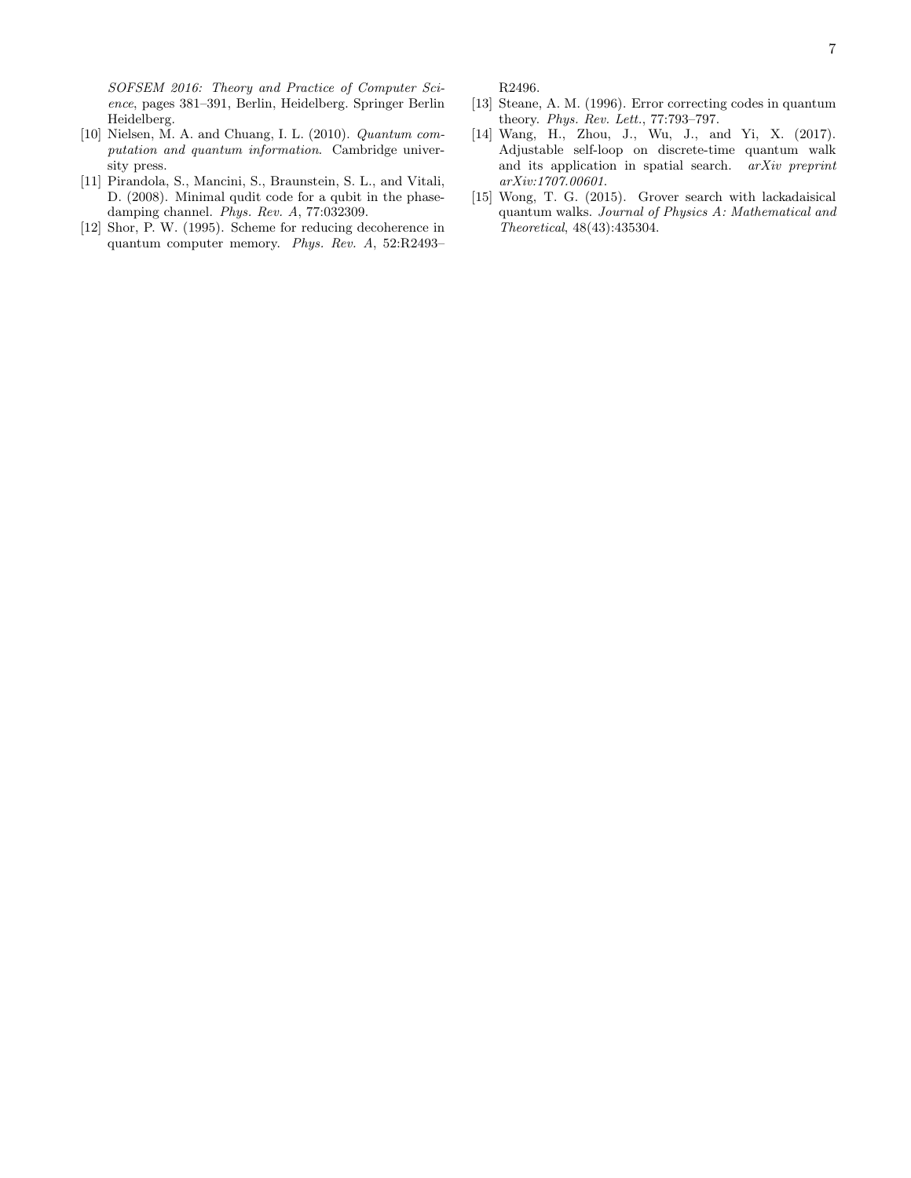*SOFSEM 2016: Theory and Practice of Computer Science*, pages 381–391, Berlin, Heidelberg. Springer Berlin Heidelberg.

[10] Nielsen, M. A. and Chuang, I. L. (2010). *Quantum computation and quantum information*. Cambridge university press.

[11] Pirandola, S., Mancini, S., Braunstein, S. L., and Vitali, D. (2008). Minimal qudit code for a qubit in the phase-damping channel. *Phys. Rev. A*, 77:032309.

[12] Shor, P. W. (1995). Scheme for reducing decoherence in quantum computer memory. *Phys. Rev. A*, 52:R2493–R2496.

[13] Steane, A. M. (1996). Error correcting codes in quantum theory. *Phys. Rev. Lett.*, 77:793–797.

[14] Wang, H., Zhou, J., Wu, J., and Yi, X. (2017). Adjustable self-loop on discrete-time quantum walk and its application in spatial search. *arXiv preprint arXiv:1707.00601*.

[15] Wong, T. G. (2015). Grover search with lackadaisical quantum walks. *Journal of Physics A: Mathematical and Theoretical*, 48(43):435304.